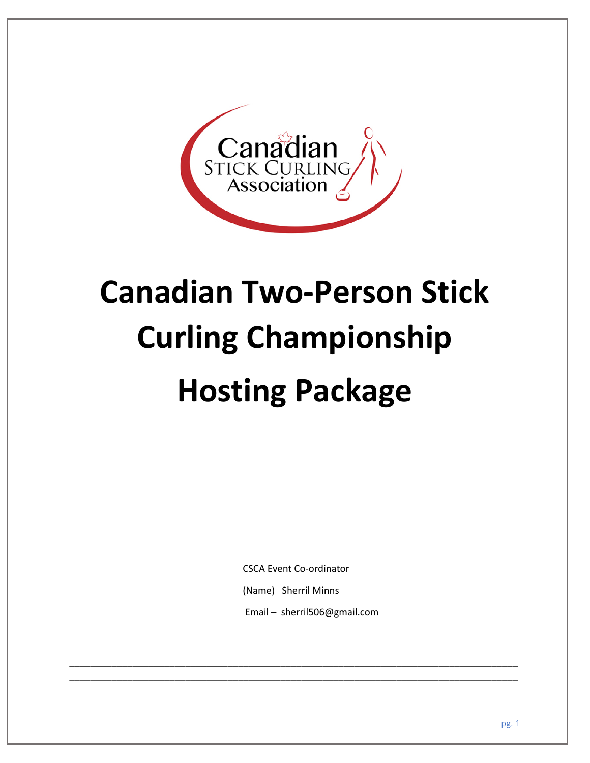# Canadian Two-Person Stick Curling Championship Hosting Package

CSCA Event Co-ordinator

(Name) Sherril Minns

Email – sherril506@gmail.com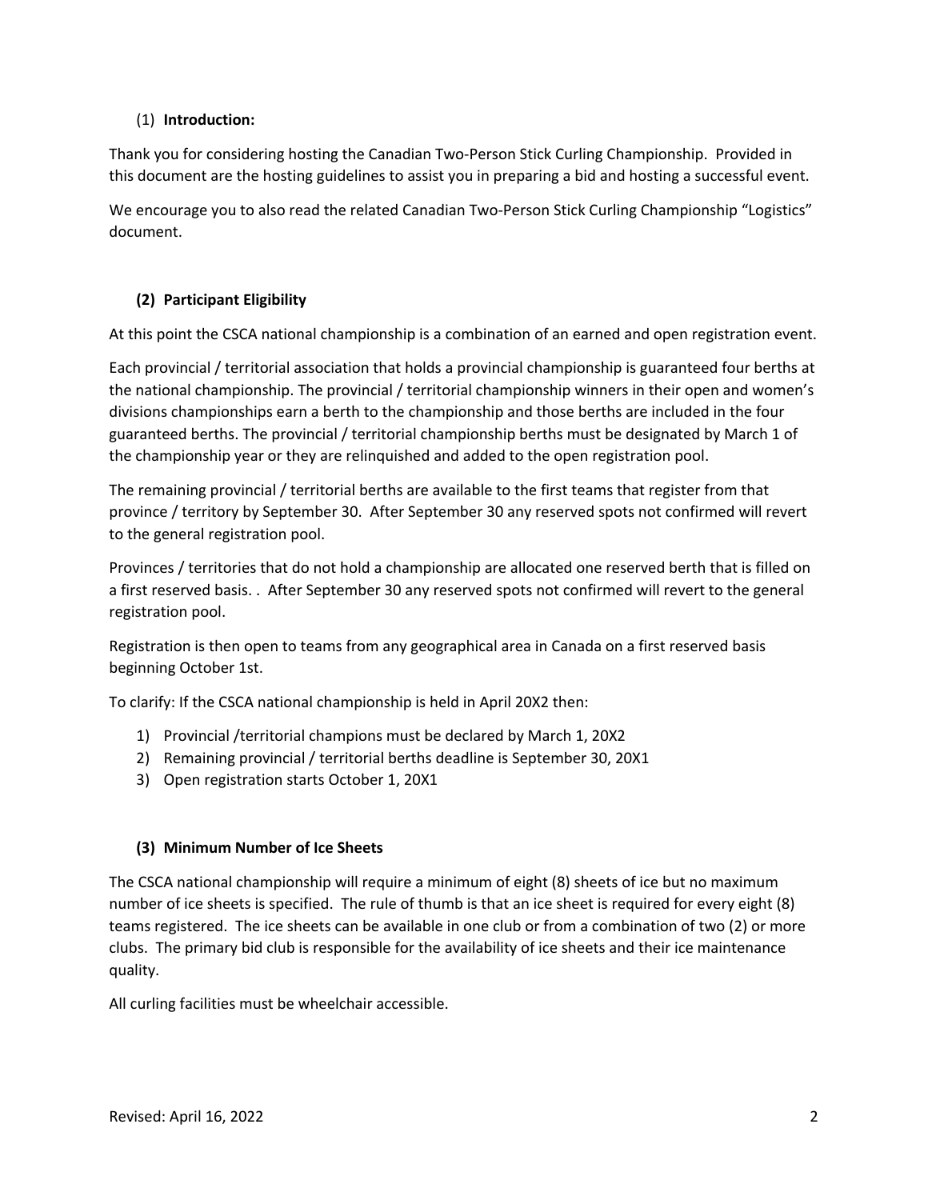## (1) **Introduction:**

Thank you for considering hosting the Canadian Two-Person Stick Curling Championship. Provided in this document are the hosting guidelines to assist you in preparing a bid and hosting a successful event.

We encourage you to also read the related Canadian Two-Person Stick Curling Championship "Logistics" document.

## (2) Participant Eligibility

At this point the CSCA national championship is a combination of an earned and open registration event.

Each provincial / territorial association that holds a provincial championship is guaranteed four berths at the national championship. The provincial / territorial championship winners in their open and women's divisions championships earn a berth to the championship and those berths are included in the four guaranteed berths. The provincial / territorial championship berths must be designated by March 1 of the championship year or they are relinquished and added to the open registration pool.

The remaining provincial / territorial berths are available to the first teams that register from that province / territory by September 30. After September 30 any reserved spots not confirmed will revert to the general registration pool.

Provinces / territories that do not hold a championship are allocated one reserved berth that is filled on a first reserved basis. . After September 30 any reserved spots not confirmed will revert to the general registration pool.

Registration is then open to teams from any geographical area in Canada on a first reserved basis beginning October 1st.

To clarify: If the CSCA national championship is held in April 20X2 then:

1) Provincial /territorial champions must be declared by March 1, 20X2
2) Remaining provincial / territorial berths deadline is September 30, 20X1
3) Open registration starts October 1, 20X1

## (3) Minimum Number of Ice Sheets

The CSCA national championship will require a minimum of eight (8) sheets of ice but no maximum number of ice sheets is specified. The rule of thumb is that an ice sheet is required for every eight (8) teams registered. The ice sheets can be available in one club or from a combination of two (2) or more clubs. The primary bid club is responsible for the availability of ice sheets and their ice maintenance quality.

All curling facilities must be wheelchair accessible.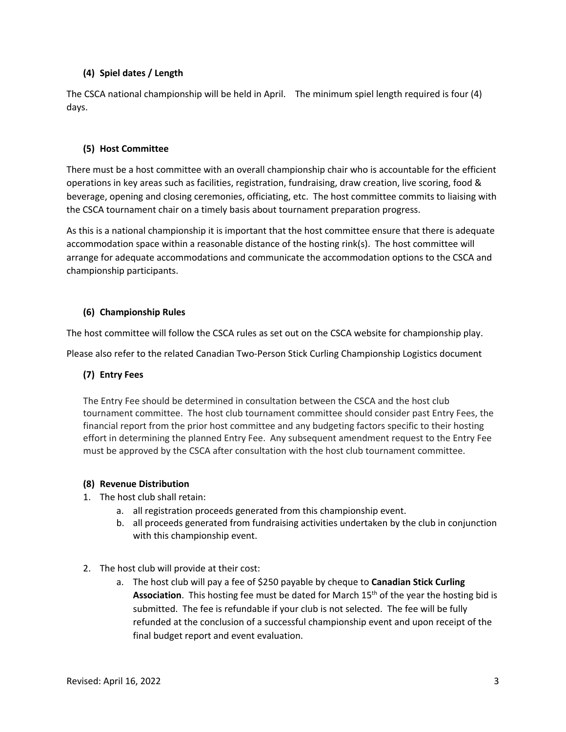### (4) Spiel dates / Length

The CSCA national championship will be held in April. The minimum spiel length required is four (4) days.

### (5) Host Committee

There must be a host committee with an overall championship chair who is accountable for the efficient operations in key areas such as facilities, registration, fundraising, draw creation, live scoring, food & beverage, opening and closing ceremonies, officiating, etc. The host committee commits to liaising with the CSCA tournament chair on a timely basis about tournament preparation progress.

As this is a national championship it is important that the host committee ensure that there is adequate accommodation space within a reasonable distance of the hosting rink(s). The host committee will arrange for adequate accommodations and communicate the accommodation options to the CSCA and championship participants.

### (6) Championship Rules

The host committee will follow the CSCA rules as set out on the CSCA website for championship play.

Please also refer to the related Canadian Two-Person Stick Curling Championship Logistics document

### (7) Entry Fees

The Entry Fee should be determined in consultation between the CSCA and the host club tournament committee. The host club tournament committee should consider past Entry Fees, the financial report from the prior host committee and any budgeting factors specific to their hosting effort in determining the planned Entry Fee. Any subsequent amendment request to the Entry Fee must be approved by the CSCA after consultation with the host club tournament committee.

### (8) Revenue Distribution

1. The host club shall retain:
    a. all registration proceeds generated from this championship event.
    b. all proceeds generated from fundraising activities undertaken by the club in conjunction with this championship event.

2. The host club will provide at their cost:
    a. The host club will pay a fee of $250 payable by cheque to **Canadian Stick Curling Association**. This hosting fee must be dated for March 15th of the year the hosting bid is submitted. The fee is refundable if your club is not selected. The fee will be fully refunded at the conclusion of a successful championship event and upon receipt of the final budget report and event evaluation.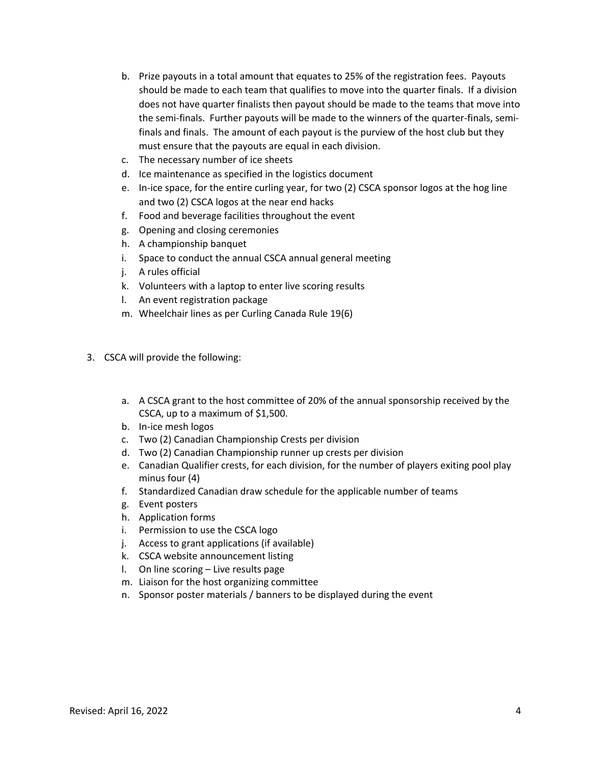b. Prize payouts in a total amount that equates to 25% of the registration fees. Payouts should be made to each team that qualifies to move into the quarter finals. If a division does not have quarter finalists then payout should be made to the teams that move into the semi-finals. Further payouts will be made to the winners of the quarter-finals, semi-finals and finals. The amount of each payout is the purview of the host club but they must ensure that the payouts are equal in each division.
c. The necessary number of ice sheets
d. Ice maintenance as specified in the logistics document
e. In-ice space, for the entire curling year, for two (2) CSCA sponsor logos at the hog line and two (2) CSCA logos at the near end hacks
f. Food and beverage facilities throughout the event
g. Opening and closing ceremonies
h. A championship banquet
i. Space to conduct the annual CSCA annual general meeting
j. A rules official
k. Volunteers with a laptop to enter live scoring results
l. An event registration package
m. Wheelchair lines as per Curling Canada Rule 19(6)

3. CSCA will provide the following:

   a. A CSCA grant to the host committee of 20% of the annual sponsorship received by the CSCA, up to a maximum of $1,500.
   b. In-ice mesh logos
   c. Two (2) Canadian Championship Crests per division
   d. Two (2) Canadian Championship runner up crests per division
   e. Canadian Qualifier crests, for each division, for the number of players exiting pool play minus four (4)
   f. Standardized Canadian draw schedule for the applicable number of teams
   g. Event posters
   h. Application forms
   i. Permission to use the CSCA logo
   j. Access to grant applications (if available)
   k. CSCA website announcement listing
   l. On line scoring – Live results page
   m. Liaison for the host organizing committee
   n. Sponsor poster materials / banners to be displayed during the event

Revised: April 16, 2022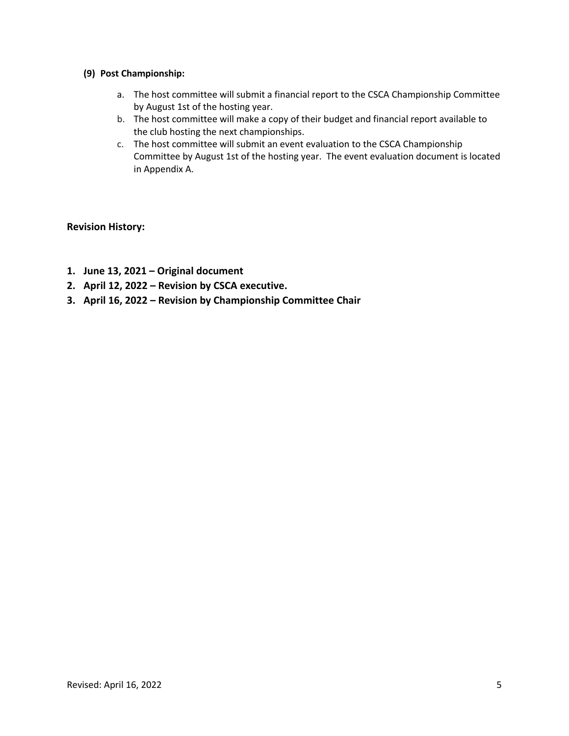**(9) Post Championship:**

a. The host committee will submit a financial report to the CSCA Championship Committee by August 1st of the hosting year.
b. The host committee will make a copy of their budget and financial report available to the club hosting the next championships.
c. The host committee will submit an event evaluation to the CSCA Championship Committee by August 1st of the hosting year. The event evaluation document is located in Appendix A.

**Revision History:**

1. **June 13, 2021 – Original document**
2. **April 12, 2022 – Revision by CSCA executive.**
3. **April 16, 2022 – Revision by Championship Committee Chair**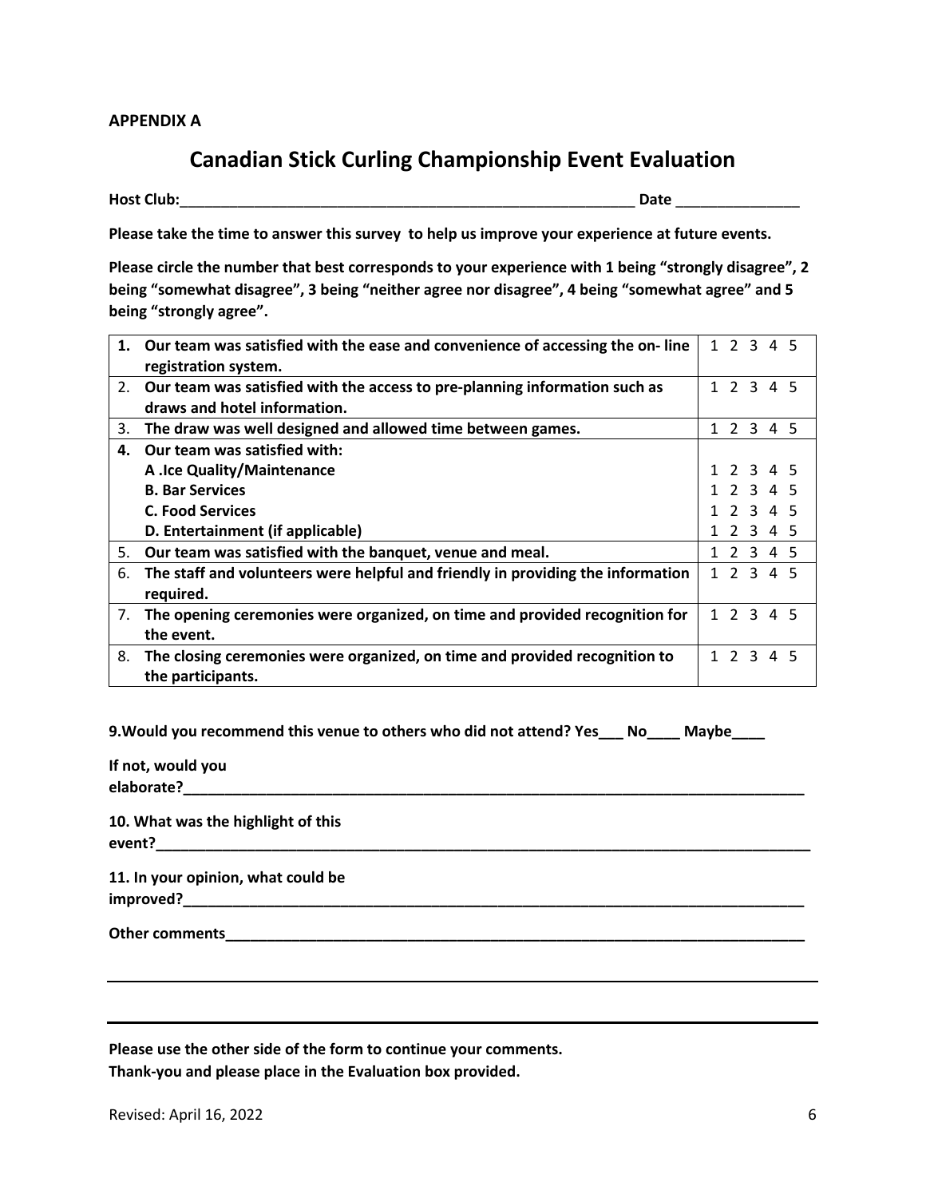**APPENDIX A**

# Canadian Stick Curling Championship Event Evaluation

**Host Club:**_________________________________________________________ **Date** _______________

**Please take the time to answer this survey to help us improve your experience at future events.**

**Please circle the number that best corresponds to your experience with 1 being "strongly disagree", 2 being "somewhat disagree", 3 being "neither agree nor disagree", 4 being "somewhat agree" and 5 being "strongly agree".**

| | |
|---|---|
| **1. Our team was satisfied with the ease and convenience of accessing the on- line registration system.** | 1 2 3 4 5 |
| 2. **Our team was satisfied with the access to pre-planning information such as draws and hotel information.** | 1 2 3 4 5 |
| 3. **The draw was well designed and allowed time between games.** | 1 2 3 4 5 |
| **4. Our team was satisfied with:**<br>**A .Ice Quality/Maintenance**<br>**B. Bar Services**<br>**C. Food Services**<br>**D. Entertainment (if applicable)** | <br>1 2 3 4 5<br>1 2 3 4 5<br>1 2 3 4 5<br>1 2 3 4 5 |
| 5. **Our team was satisfied with the banquet, venue and meal.** | 1 2 3 4 5 |
| 6. **The staff and volunteers were helpful and friendly in providing the information required.** | 1 2 3 4 5 |
| 7. **The opening ceremonies were organized, on time and provided recognition for the event.** | 1 2 3 4 5 |
| 8. **The closing ceremonies were organized, on time and provided recognition to the participants.** | 1 2 3 4 5 |

**9.Would you recommend this venue to others who did not attend? Yes___ No____ Maybe____**

**If not, would you elaborate?**_______________________________________________________________________________

**10. What was the highlight of this event?**_____________________________________________________________________________________

**11. In your opinion, what could be improved?**_______________________________________________________________________________

**Other comments**___________________________________________________________________________

_____________________________________________________________________________________________

_____________________________________________________________________________________________

**Please use the other side of the form to continue your comments.**
**Thank-you and please place in the Evaluation box provided.**

Revised: April 16, 2022